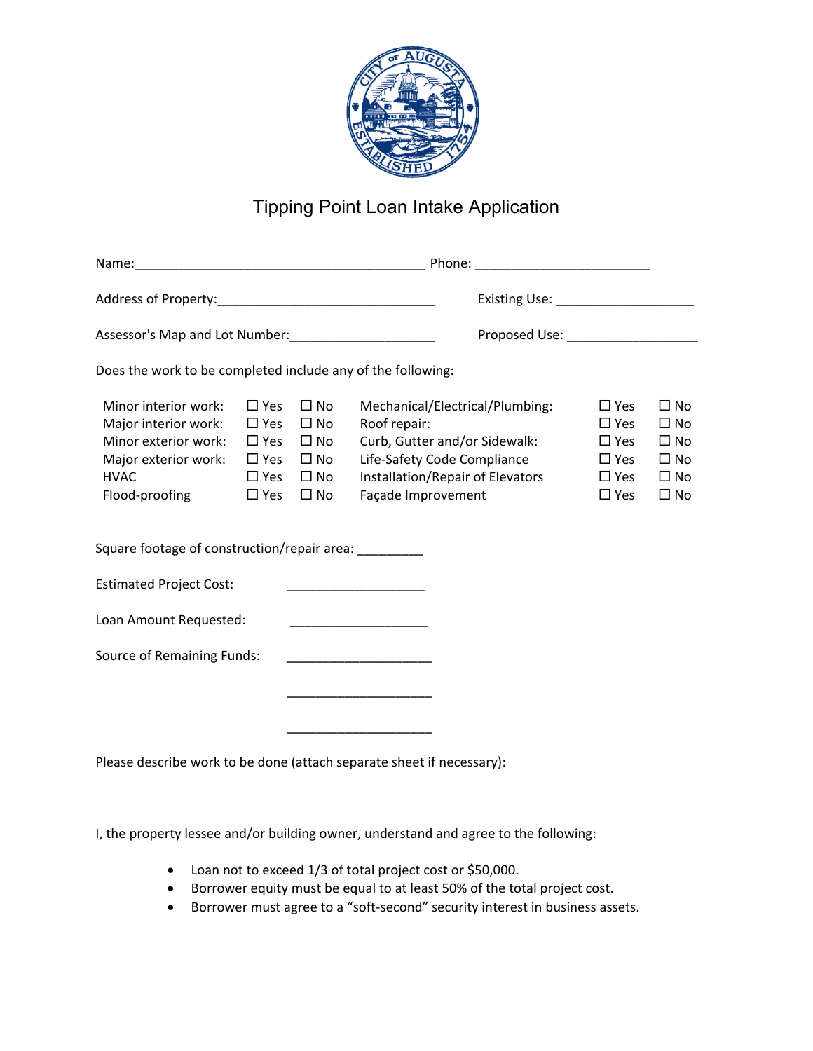# Tipping Point Loan Intake Application

Name:_________________________________________ Phone: ________________________

Address of Property:______________________________ Existing Use: ___________________

Assessor's Map and Lot Number:____________________ Proposed Use: __________________

Does the work to be completed include any of the following:

| | | | | | |
|---|---|---|---|---|---|
| Minor interior work: | ☐ Yes | ☐ No | Mechanical/Electrical/Plumbing: | ☐ Yes | ☐ No |
| Major interior work: | ☐ Yes | ☐ No | Roof repair: | ☐ Yes | ☐ No |
| Minor exterior work: | ☐ Yes | ☐ No | Curb, Gutter and/or Sidewalk: | ☐ Yes | ☐ No |
| Major exterior work: | ☐ Yes | ☐ No | Life-Safety Code Compliance | ☐ Yes | ☐ No |
| HVAC | ☐ Yes | ☐ No | Installation/Repair of Elevators | ☐ Yes | ☐ No |
| Flood-proofing | ☐ Yes | ☐ No | Façade Improvement | ☐ Yes | ☐ No |

Square footage of construction/repair area: _________

Estimated Project Cost: ___________________

Loan Amount Requested: ___________________

Source of Remaining Funds: ____________________

____________________

____________________

Please describe work to be done (attach separate sheet if necessary):

I, the property lessee and/or building owner, understand and agree to the following:

- Loan not to exceed 1/3 of total project cost or $50,000.
- Borrower equity must be equal to at least 50% of the total project cost.
- Borrower must agree to a "soft-second" security interest in business assets.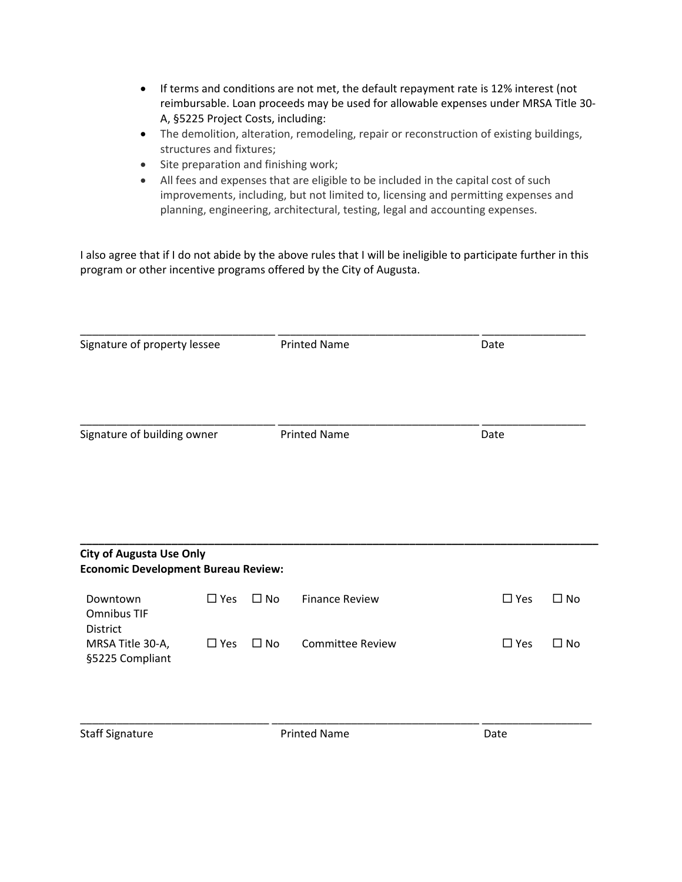- If terms and conditions are not met, the default repayment rate is 12% interest (not reimbursable. Loan proceeds may be used for allowable expenses under MRSA Title 30-A, §5225 Project Costs, including:
- The demolition, alteration, remodeling, repair or reconstruction of existing buildings, structures and fixtures;
- Site preparation and finishing work;
- All fees and expenses that are eligible to be included in the capital cost of such improvements, including, but not limited to, licensing and permitting expenses and planning, engineering, architectural, testing, legal and accounting expenses.

I also agree that if I do not abide by the above rules that I will be ineligible to participate further in this program or other incentive programs offered by the City of Augusta.

_______________________________ _______________________________ ________________

Signature of property lessee          Printed Name          Date

_______________________________ _______________________________ ________________

Signature of building owner          Printed Name          Date

---

**City of Augusta Use Only**
**Economic Development Bureau Review:**

| | | | | | |
|---|---|---|---|---|---|
| Downtown Omnibus TIF District | ☐ Yes | ☐ No | Finance Review | ☐ Yes | ☐ No |
| MRSA Title 30-A, §5225 Compliant | ☐ Yes | ☐ No | Committee Review | ☐ Yes | ☐ No |

_______________________________ _______________________________ ________________

Staff Signature          Printed Name          Date